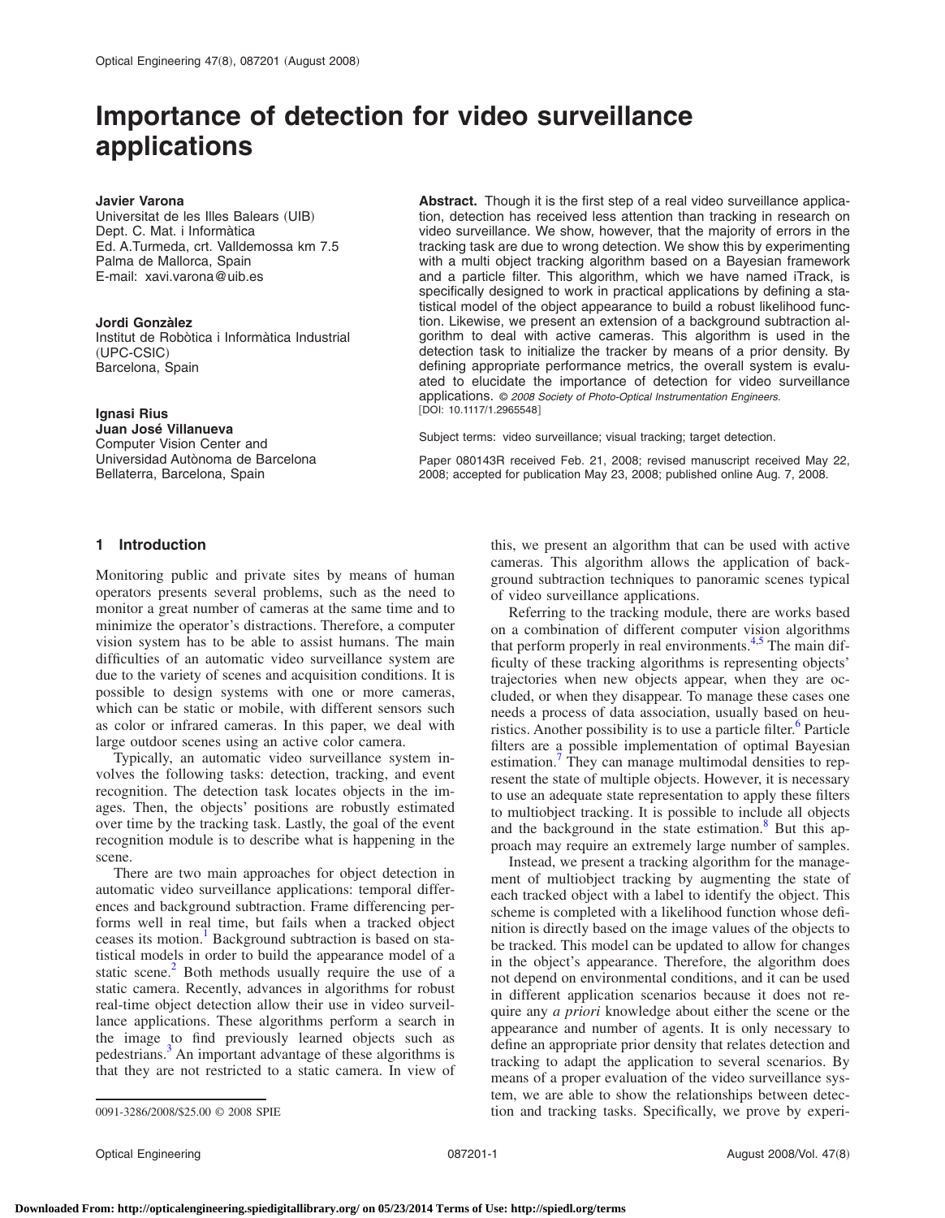# Importance of detection for video surveillance applications

**Javier Varona**
Universitat de les Illes Balears (UIB)
Dept. C. Mat. i Informàtica
Ed. A.Turmeda, crt. Valldemossa km 7.5
Palma de Mallorca, Spain
E-mail: xavi.varona@uib.es

**Jordi Gonzàlez**
Institut de Robòtica i Informàtica Industrial
(UPC-CSIC)
Barcelona, Spain

**Ignasi Rius**
**Juan José Villanueva**
Computer Vision Center and
Universidad Autònoma de Barcelona
Bellaterra, Barcelona, Spain

**Abstract.** Though it is the first step of a real video surveillance application, detection has received less attention than tracking in research on video surveillance. We show, however, that the majority of errors in the tracking task are due to wrong detection. We show this by experimenting with a multi object tracking algorithm based on a Bayesian framework and a particle filter. This algorithm, which we have named iTrack, is specifically designed to work in practical applications by defining a statistical model of the object appearance to build a robust likelihood function. Likewise, we present an extension of a background subtraction algorithm to deal with active cameras. This algorithm is used in the detection task to initialize the tracker by means of a prior density. By defining appropriate performance metrics, the overall system is evaluated to elucidate the importance of detection for video surveillance applications. *© 2008 Society of Photo-Optical Instrumentation Engineers.* [DOI: 10.1117/1.2965548]

Subject terms: video surveillance; visual tracking; target detection.

Paper 080143R received Feb. 21, 2008; revised manuscript received May 22, 2008; accepted for publication May 23, 2008; published online Aug. 7, 2008.

## 1 Introduction

Monitoring public and private sites by means of human operators presents several problems, such as the need to monitor a great number of cameras at the same time and to minimize the operator's distractions. Therefore, a computer vision system has to be able to assist humans. The main difficulties of an automatic video surveillance system are due to the variety of scenes and acquisition conditions. It is possible to design systems with one or more cameras, which can be static or mobile, with different sensors such as color or infrared cameras. In this paper, we deal with large outdoor scenes using an active color camera.

Typically, an automatic video surveillance system involves the following tasks: detection, tracking, and event recognition. The detection task locates objects in the images. Then, the objects' positions are robustly estimated over time by the tracking task. Lastly, the goal of the event recognition module is to describe what is happening in the scene.

There are two main approaches for object detection in automatic video surveillance applications: temporal differences and background subtraction. Frame differencing performs well in real time, but fails when a tracked object ceases its motion.[1] Background subtraction is based on statistical models in order to build the appearance model of a static scene.[2] Both methods usually require the use of a static camera. Recently, advances in algorithms for robust real-time object detection allow their use in video surveillance applications. These algorithms perform a search in the image to find previously learned objects such as pedestrians.[3] An important advantage of these algorithms is that they are not restricted to a static camera. In view of this, we present an algorithm that can be used with active cameras. This algorithm allows the application of background subtraction techniques to panoramic scenes typical of video surveillance applications.

Referring to the tracking module, there are works based on a combination of different computer vision algorithms that perform properly in real environments.[4,5] The main difficulty of these tracking algorithms is representing objects' trajectories when new objects appear, when they are occluded, or when they disappear. To manage these cases one needs a process of data association, usually based on heuristics. Another possibility is to use a particle filter.[6] Particle filters are a possible implementation of optimal Bayesian estimation.[7] They can manage multimodal densities to represent the state of multiple objects. However, it is necessary to use an adequate state representation to apply these filters to multiobject tracking. It is possible to include all objects and the background in the state estimation.[8] But this approach may require an extremely large number of samples.

Instead, we present a tracking algorithm for the management of multiobject tracking by augmenting the state of each tracked object with a label to identify the object. This scheme is completed with a likelihood function whose definition is directly based on the image values of the objects to be tracked. This model can be updated to allow for changes in the object's appearance. Therefore, the algorithm does not depend on environmental conditions, and it can be used in different application scenarios because it does not require any *a priori* knowledge about either the scene or the appearance and number of agents. It is only necessary to define an appropriate prior density that relates detection and tracking to adapt the application to several scenarios. By means of a proper evaluation of the video surveillance system, we are able to show the relationships between detection and tracking tasks. Specifically, we prove by experi-

0091-3286/2008/$25.00 © 2008 SPIE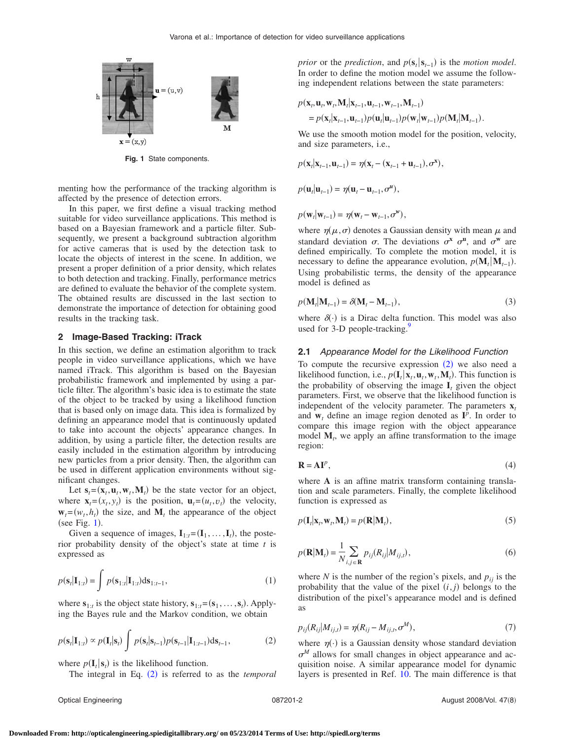Fig. 1 State components.

menting how the performance of the tracking algorithm is affected by the presence of detection errors.

In this paper, we first define a visual tracking method suitable for video surveillance applications. This method is based on a Bayesian framework and a particle filter. Subsequently, we present a background subtraction algorithm for active cameras that is used by the detection task to locate the objects of interest in the scene. In addition, we present a proper definition of a prior density, which relates to both detection and tracking. Finally, performance metrics are defined to evaluate the behavior of the complete system. The obtained results are discussed in the last section to demonstrate the importance of detection for obtaining good results in the tracking task.

## 2 Image-Based Tracking: iTrack

In this section, we define an estimation algorithm to track people in video surveillance applications, which we have named iTrack. This algorithm is based on the Bayesian probabilistic framework and implemented by using a particle filter. The algorithm's basic idea is to estimate the state of the object to be tracked by using a likelihood function that is based only on image data. This idea is formalized by defining an appearance model that is continuously updated to take into account the objects' appearance changes. In addition, by using a particle filter, the detection results are easily included in the estimation algorithm by introducing new particles from a prior density. Then, the algorithm can be used in different application environments without significant changes.

Let $\mathbf{s}_t=(\mathbf{x}_t,\mathbf{u}_t,\mathbf{w}_t,\mathbf{M}_t)$ be the state vector for an object, where $\mathbf{x}_t=(x_t,y_t)$ is the position, $\mathbf{u}_t=(u_t,v_t)$ the velocity, $\mathbf{w}_t=(w_t,h_t)$ the size, and $\mathbf{M}_t$ the appearance of the object (see Fig. 1).

Given a sequence of images, $\mathbf{I}_{1:t}=(\mathbf{I}_1,\ldots,\mathbf{I}_t)$, the posterior probability density of the object's state at time $t$ is expressed as

$$p(\mathbf{s}_t|\mathbf{I}_{1:t})=\int p(\mathbf{s}_{1:t}|\mathbf{I}_{1:t})\mathrm{d}\mathbf{s}_{1:t-1}, \tag{1}$$

where $\mathbf{s}_{1:t}$ is the object state history, $\mathbf{s}_{1:t}=(\mathbf{s}_1,\ldots,\mathbf{s}_t)$. Applying the Bayes rule and the Markov condition, we obtain

$$p(\mathbf{s}_t|\mathbf{I}_{1:t})\propto p(\mathbf{I}_t|\mathbf{s}_t)\int p(\mathbf{s}_t|\mathbf{s}_{t-1})p(\mathbf{s}_{t-1}|\mathbf{I}_{1:t-1})\mathrm{d}\mathbf{s}_{t-1}, \tag{2}$$

where $p(\mathbf{I}_t|\mathbf{s}_t)$ is the likelihood function.

The integral in Eq. (2) is referred to as the *temporal prior* or the *prediction*, and $p(\mathbf{s}_t|\mathbf{s}_{t-1})$ is the *motion model*. In order to define the motion model we assume the following independent relations between the state parameters:

$$p(\mathbf{x}_t,\mathbf{u}_t,\mathbf{w}_t,\mathbf{M}_t|\mathbf{x}_{t-1},\mathbf{u}_{t-1},\mathbf{w}_{t-1},\mathbf{M}_{t-1})$$
$$=p(\mathbf{x}_t|\mathbf{x}_{t-1},\mathbf{u}_{t-1})p(\mathbf{u}_t|\mathbf{u}_{t-1})p(\mathbf{w}_t|\mathbf{w}_{t-1})p(\mathbf{M}_t|\mathbf{M}_{t-1}).$$

We use the smooth motion model for the position, velocity, and size parameters, i.e.,

$$p(\mathbf{x}_t|\mathbf{x}_{t-1},\mathbf{u}_{t-1})=\eta(\mathbf{x}_t-(\mathbf{x}_{t-1}+\mathbf{u}_{t-1}),\sigma^{\mathbf{x}}),$$

$$p(\mathbf{u}_t|\mathbf{u}_{t-1})=\eta(\mathbf{u}_t-\mathbf{u}_{t-1},\sigma^{u}),$$

$$p(\mathbf{w}_t|\mathbf{w}_{t-1})=\eta(\mathbf{w}_t-\mathbf{w}_{t-1},\sigma^{w}),$$

where $\eta(\mu,\sigma)$ denotes a Gaussian density with mean $\mu$ and standard deviation $\sigma$. The deviations $\sigma^{\mathbf{x}}$ $\sigma^{\mathbf{u}}$, and $\sigma^{\mathbf{w}}$ are defined empirically. To complete the motion model, it is necessary to define the appearance evolution, $p(\mathbf{M}_t|\mathbf{M}_{t-1})$. Using probabilistic terms, the density of the appearance model is defined as

$$p(\mathbf{M}_t|\mathbf{M}_{t-1})=\delta(\mathbf{M}_t-\mathbf{M}_{t-1}), \tag{3}$$

where $\delta(\cdot)$ is a Dirac delta function. This model was also used for 3-D people-tracking.[9]

### 2.1 *Appearance Model for the Likelihood Function*

To compute the recursive expression (2) we also need a likelihood function, i.e., $p(\mathbf{I}_t|\mathbf{x}_t,\mathbf{u}_t,\mathbf{w}_t,\mathbf{M}_t)$. This function is the probability of observing the image $\mathbf{I}_t$ given the object parameters. First, we observe that the likelihood function is independent of the velocity parameter. The parameters $\mathbf{x}_t$ and $\mathbf{w}_t$ define an image region denoted as $\mathbf{I}^p$. In order to compare this image region with the object appearance model $\mathbf{M}_t$, we apply an affine transformation to the image region:

$$\mathbf{R}=\mathbf{A}\mathbf{I}^p, \tag{4}$$

where $\mathbf{A}$ is an affine matrix transform containing translation and scale parameters. Finally, the complete likelihood function is expressed as

$$p(\mathbf{I}_t|\mathbf{x}_t,\mathbf{w}_t,\mathbf{M}_t)=p(\mathbf{R}|\mathbf{M}_t), \tag{5}$$

$$p(\mathbf{R}|\mathbf{M}_t)=\frac{1}{N}\sum_{i,j\in\mathbf{R}}p_{ij}(R_{ij}|M_{ij,t}), \tag{6}$$

where $N$ is the number of the region's pixels, and $p_{ij}$ is the probability that the value of the pixel $(i,j)$ belongs to the distribution of the pixel's appearance model and is defined as

$$p_{ij}(R_{ij}|M_{ij,t})=\eta(R_{ij}-M_{ij,t},\sigma^M), \tag{7}$$

where $\eta(\cdot)$ is a Gaussian density whose standard deviation $\sigma^M$ allows for small changes in object appearance and acquisition noise. A similar appearance model for dynamic layers is presented in Ref. 10. The main difference is that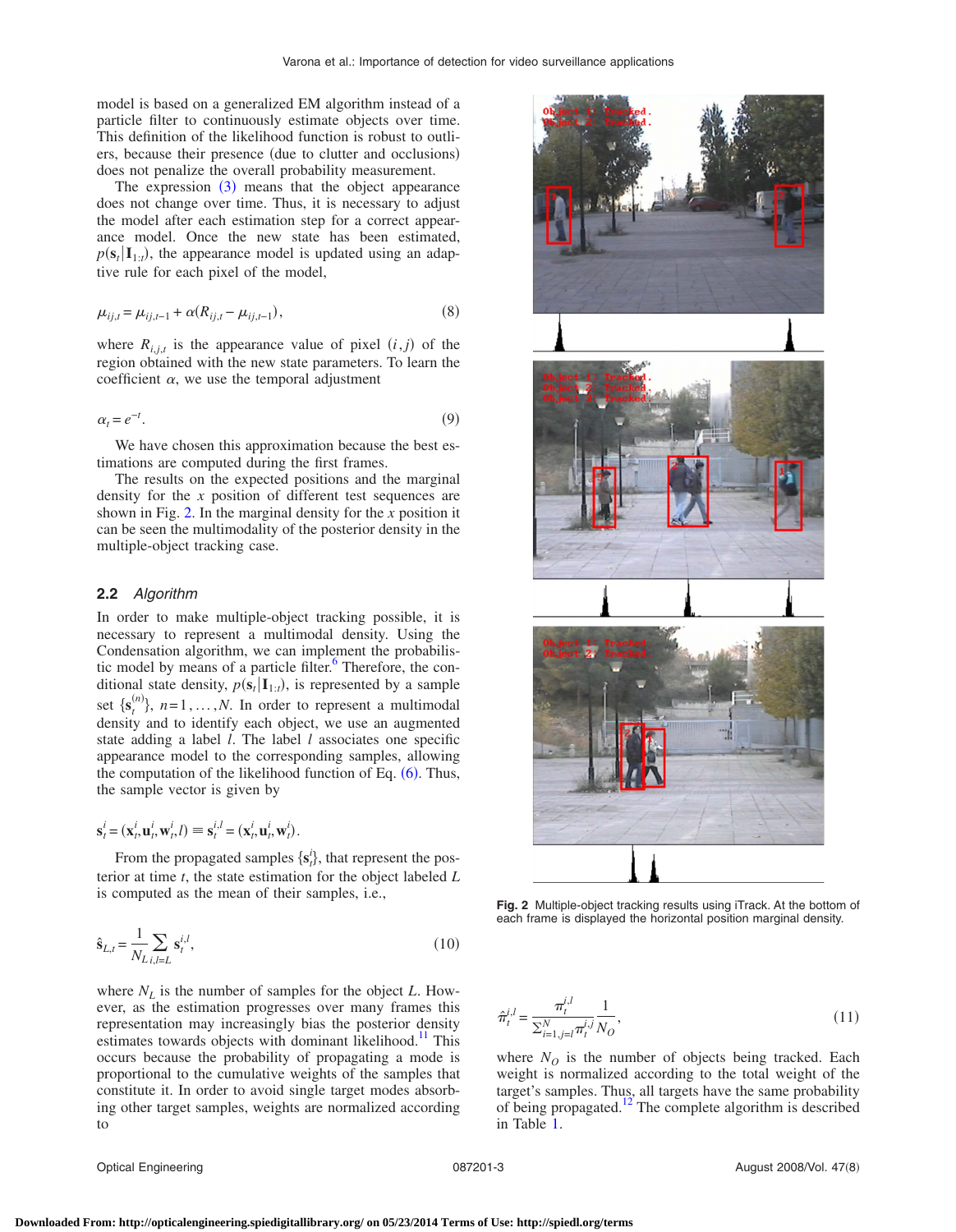model is based on a generalized EM algorithm instead of a particle filter to continuously estimate objects over time. This definition of the likelihood function is robust to outliers, because their presence (due to clutter and occlusions) does not penalize the overall probability measurement.

The expression (3) means that the object appearance does not change over time. Thus, it is necessary to adjust the model after each estimation step for a correct appearance model. Once the new state has been estimated, $p(\mathbf{s}_t|\mathbf{I}_{1:t})$, the appearance model is updated using an adaptive rule for each pixel of the model,

$$\mu_{ij,t} = \mu_{ij,t-1} + \alpha(R_{ij,t} - \mu_{ij,t-1}), \tag{8}$$

where $R_{i,j,t}$ is the appearance value of pixel $(i,j)$ of the region obtained with the new state parameters. To learn the coefficient $\alpha$, we use the temporal adjustment

$$\alpha_t = e^{-t}. \tag{9}$$

We have chosen this approximation because the best estimations are computed during the first frames.

The results on the expected positions and the marginal density for the $x$ position of different test sequences are shown in Fig. 2. In the marginal density for the $x$ position it can be seen the multimodality of the posterior density in the multiple-object tracking case.

### 2.2 *Algorithm*

In order to make multiple-object tracking possible, it is necessary to represent a multimodal density. Using the Condensation algorithm, we can implement the probabilistic model by means of a particle filter.[6] Therefore, the conditional state density, $p(\mathbf{s}_t|\mathbf{I}_{1:t})$, is represented by a sample set $\{\mathbf{s}_t^{(n)}\}$, $n=1,\ldots,N$. In order to represent a multimodal density and to identify each object, we use an augmented state adding a label $l$. The label $l$ associates one specific appearance model to the corresponding samples, allowing the computation of the likelihood function of Eq. (6). Thus, the sample vector is given by

$$\mathbf{s}_t^i = (\mathbf{x}_t^i, \mathbf{u}_t^i, \mathbf{w}_t^i, l) \equiv \mathbf{s}_t^{i,l} = (\mathbf{x}_t^i, \mathbf{u}_t^i, \mathbf{w}_t^i).$$

From the propagated samples $\{\mathbf{s}_t^i\}$, that represent the posterior at time $t$, the state estimation for the object labeled $L$ is computed as the mean of their samples, i.e.,

$$\hat{\mathbf{s}}_{L,t} = \frac{1}{N_L} \sum_{i,l=L} \mathbf{s}_t^{i,l}, \tag{10}$$

where $N_L$ is the number of samples for the object $L$. However, as the estimation progresses over many frames this representation may increasingly bias the posterior density estimates towards objects with dominant likelihood.[11] This occurs because the probability of propagating a mode is proportional to the cumulative weights of the samples that constitute it. In order to avoid single target modes absorbing other target samples, weights are normalized according to

Fig. 2 Multiple-object tracking results using iTrack. At the bottom of each frame is displayed the horizontal position marginal density.

$$\hat{\pi}_t^{i,l} = \frac{\pi_t^{i,l}}{\sum_{i=1,j=l}^{N} \pi_t^{i,j}} \frac{1}{N_O}, \tag{11}$$

where $N_O$ is the number of objects being tracked. Each weight is normalized according to the total weight of the target's samples. Thus, all targets have the same probability of being propagated.[12] The complete algorithm is described in Table 1.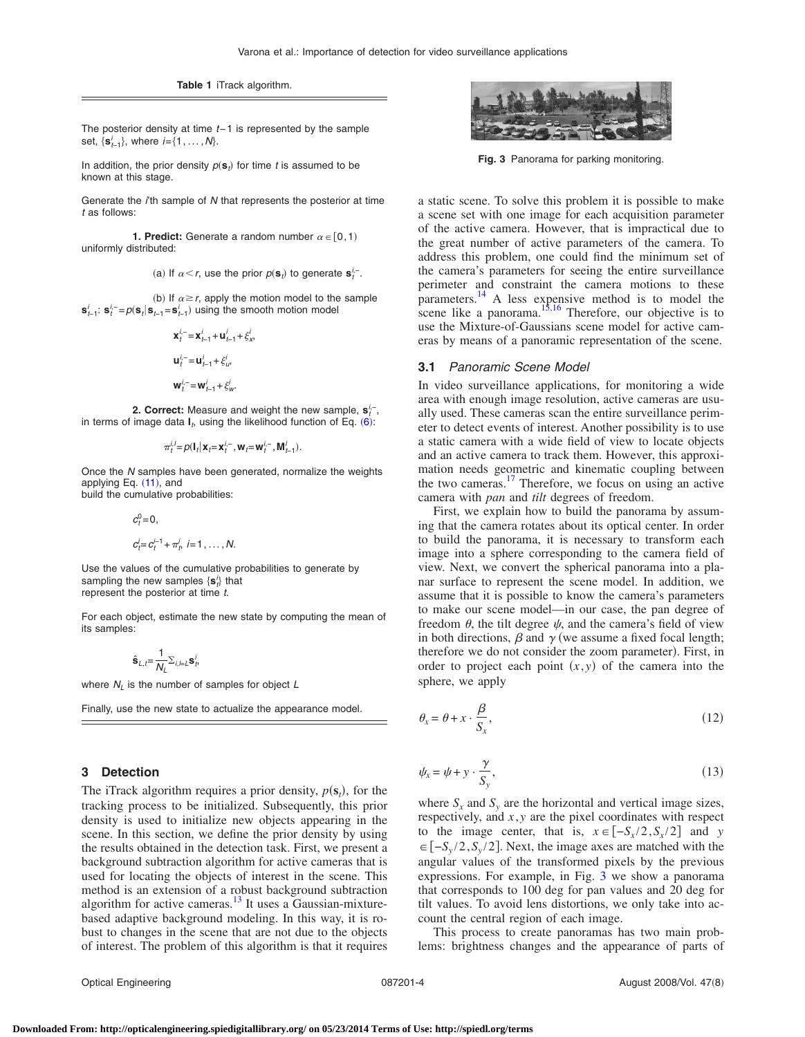**Table 1** iTrack algorithm.

The posterior density at time $t-1$ is represented by the sample set, $\{\mathbf{s}_{t-1}^i\}$, where $i=\{1,\ldots,N\}$.

In addition, the prior density $p(\mathbf{s}_t)$ for time $t$ is assumed to be known at this stage.

Generate the $i$'th sample of $N$ that represents the posterior at time $t$ as follows:

**1. Predict:** Generate a random number $\alpha \in [0,1)$ uniformly distributed:

(a) If $\alpha < r$, use the prior $p(\mathbf{s}_t)$ to generate $\mathbf{s}_t^{i-}$.

(b) If $\alpha \geq r$, apply the motion model to the sample $\mathbf{s}_{t-1}^i$: $\mathbf{s}_t^{i-} = p(\mathbf{s}_t | \mathbf{s}_{t-1} = \mathbf{s}_{t-1}^i)$ using the smooth motion model

$$\mathbf{x}_t^{i-} = \mathbf{x}_{t-1}^i + \mathbf{u}_{t-1}^i + \xi_x^i,$$

$$\mathbf{u}_t^{i-} = \mathbf{u}_{t-1}^i + \xi_u^i,$$

$$\mathbf{w}_t^{i-} = \mathbf{w}_{t-1}^i + \xi_w^i.$$

**2. Correct:** Measure and weight the new sample, $\mathbf{s}_t^{i-}$, in terms of image data $\mathbf{I}_t$, using the likelihood function of Eq. (6):

$$\pi_t^{i,l} = p(\mathbf{I}_t | \mathbf{x}_t = \mathbf{x}_t^{i-}, \mathbf{w}_t = \mathbf{w}_t^{i-}, \mathbf{M}_{t-1}^l).$$

Once the $N$ samples have been generated, normalize the weights applying Eq. (11), and build the cumulative probabilities:

$$c_t^0 = 0,$$

$$c_t^i = c_t^{i-1} + \pi_t^i, \; i = 1, \ldots, N.$$

Use the values of the cumulative probabilities to generate by sampling the new samples $\{\mathbf{s}_t^i\}$ that represent the posterior at time $t$.

For each object, estimate the new state by computing the mean of its samples:

$$\hat{\mathbf{s}}_{L,t} = \frac{1}{N_L} \Sigma_{i,l=L} \mathbf{s}_t^i,$$

where $N_L$ is the number of samples for object $L$

Finally, use the new state to actualize the appearance model.

## 3 Detection

The iTrack algorithm requires a prior density, $p(\mathbf{s}_t)$, for the tracking process to be initialized. Subsequently, this prior density is used to initialize new objects appearing in the scene. In this section, we define the prior density by using the results obtained in the detection task. First, we present a background subtraction algorithm for active cameras that is used for locating the objects of interest in the scene. This method is an extension of a robust background subtraction algorithm for active cameras.[13] It uses a Gaussian-mixture-based adaptive background modeling. In this way, it is robust to changes in the scene that are not due to the objects of interest. The problem of this algorithm is that it requires a static scene. To solve this problem it is possible to make a scene set with one image for each acquisition parameter of the active camera. However, that is impractical due to the great number of active parameters of the camera. To address this problem, one could find the minimum set of the camera's parameters for seeing the entire surveillance perimeter and constraint the camera motions to these parameters.[14] A less expensive method is to model the scene like a panorama.[15,16] Therefore, our objective is to use the Mixture-of-Gaussians scene model for active cameras by means of a panoramic representation of the scene.

**Fig. 3** Panorama for parking monitoring.

### 3.1 *Panoramic Scene Model*

In video surveillance applications, for monitoring a wide area with enough image resolution, active cameras are usually used. These cameras scan the entire surveillance perimeter to detect events of interest. Another possibility is to use a static camera with a wide field of view to locate objects and an active camera to track them. However, this approximation needs geometric and kinematic coupling between the two cameras.[17] Therefore, we focus on using an active camera with *pan* and *tilt* degrees of freedom.

First, we explain how to build the panorama by assuming that the camera rotates about its optical center. In order to build the panorama, it is necessary to transform each image into a sphere corresponding to the camera field of view. Next, we convert the spherical panorama into a planar surface to represent the scene model. In addition, we assume that it is possible to know the camera's parameters to make our scene model—in our case, the pan degree of freedom $\theta$, the tilt degree $\psi$, and the camera's field of view in both directions, $\beta$ and $\gamma$ (we assume a fixed focal length; therefore we do not consider the zoom parameter). First, in order to project each point $(x,y)$ of the camera into the sphere, we apply

$$\theta_x = \theta + x \cdot \frac{\beta}{S_x}, \tag{12}$$

$$\psi_x = \psi + y \cdot \frac{\gamma}{S_y}, \tag{13}$$

where $S_x$ and $S_y$ are the horizontal and vertical image sizes, respectively, and $x,y$ are the pixel coordinates with respect to the image center, that is, $x \in [-S_x/2, S_x/2]$ and $y \in [-S_y/2, S_y/2]$. Next, the image axes are matched with the angular values of the transformed pixels by the previous expressions. For example, in Fig. 3 we show a panorama that corresponds to 100 deg for pan values and 20 deg for tilt values. To avoid lens distortions, we only take into account the central region of each image.

This process to create panoramas has two main problems: brightness changes and the appearance of parts of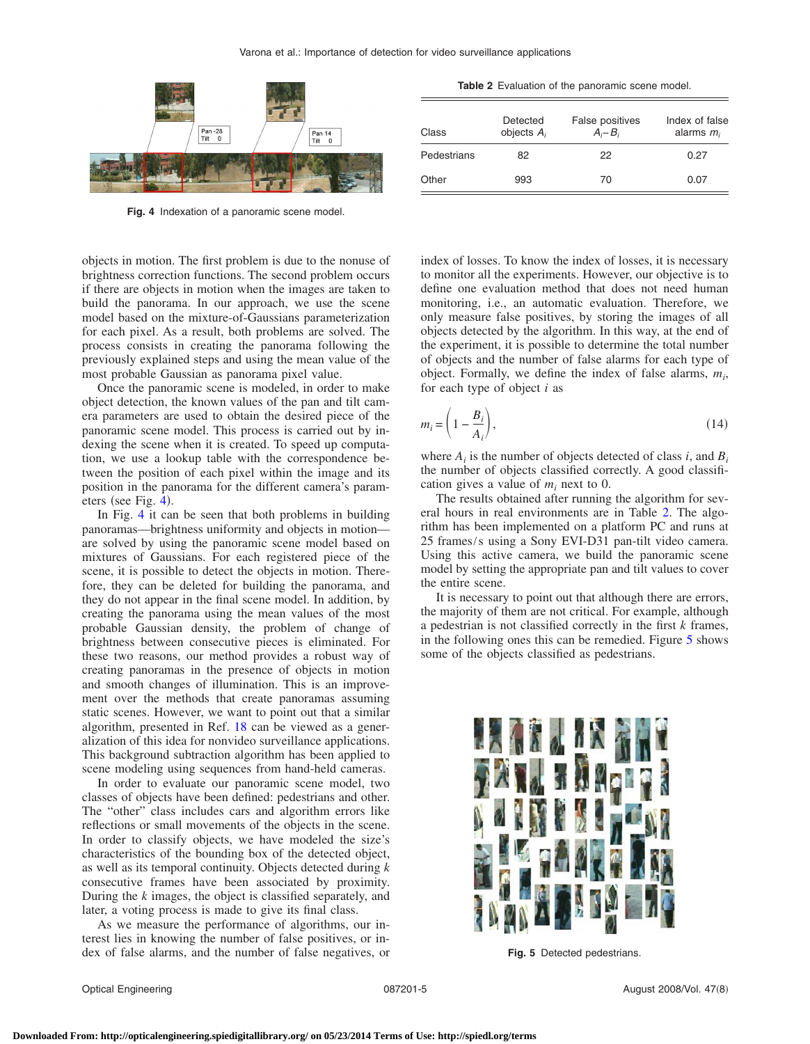Fig. 4 Indexation of a panoramic scene model.

**Table 2** Evaluation of the panoramic scene model.

| Class | Detected objects $A_i$ | False positives $A_i - B_i$ | Index of false alarms $m_i$ |
|---|---|---|---|
| Pedestrians | 82 | 22 | 0.27 |
| Other | 993 | 70 | 0.07 |

objects in motion. The first problem is due to the nonuse of brightness correction functions. The second problem occurs if there are objects in motion when the images are taken to build the panorama. In our approach, we use the scene model based on the mixture-of-Gaussians parameterization for each pixel. As a result, both problems are solved. The process consists in creating the panorama following the previously explained steps and using the mean value of the most probable Gaussian as panorama pixel value.

Once the panoramic scene is modeled, in order to make object detection, the known values of the pan and tilt camera parameters are used to obtain the desired piece of the panoramic scene model. This process is carried out by indexing the scene when it is created. To speed up computation, we use a lookup table with the correspondence between the position of each pixel within the image and its position in the panorama for the different camera's parameters (see Fig. 4).

In Fig. 4 it can be seen that both problems in building panoramas—brightness uniformity and objects in motion—are solved by using the panoramic scene model based on mixtures of Gaussians. For each registered piece of the scene, it is possible to detect the objects in motion. Therefore, they can be deleted for building the panorama, and they do not appear in the final scene model. In addition, by creating the panorama using the mean values of the most probable Gaussian density, the problem of change of brightness between consecutive pieces is eliminated. For these two reasons, our method provides a robust way of creating panoramas in the presence of objects in motion and smooth changes of illumination. This is an improvement over the methods that create panoramas assuming static scenes. However, we want to point out that a similar algorithm, presented in Ref. 18 can be viewed as a generalization of this idea for nonvideo surveillance applications. This background subtraction algorithm has been applied to scene modeling using sequences from hand-held cameras.

In order to evaluate our panoramic scene model, two classes of objects have been defined: pedestrians and other. The "other" class includes cars and algorithm errors like reflections or small movements of the objects in the scene. In order to classify objects, we have modeled the size's characteristics of the bounding box of the detected object, as well as its temporal continuity. Objects detected during $k$ consecutive frames have been associated by proximity. During the $k$ images, the object is classified separately, and later, a voting process is made to give its final class.

As we measure the performance of algorithms, our interest lies in knowing the number of false positives, or index of false alarms, and the number of false negatives, or index of losses. To know the index of losses, it is necessary to monitor all the experiments. However, our objective is to define one evaluation method that does not need human monitoring, i.e., an automatic evaluation. Therefore, we only measure false positives, by storing the images of all objects detected by the algorithm. In this way, at the end of the experiment, it is possible to determine the total number of objects and the number of false alarms for each type of object. Formally, we define the index of false alarms, $m_i$, for each type of object $i$ as

$$m_i = \left(1 - \frac{B_i}{A_i}\right), \tag{14}$$

where $A_i$ is the number of objects detected of class $i$, and $B_i$ the number of objects classified correctly. A good classification gives a value of $m_i$ next to 0.

The results obtained after running the algorithm for several hours in real environments are in Table 2. The algorithm has been implemented on a platform PC and runs at 25 frames/s using a Sony EVI-D31 pan-tilt video camera. Using this active camera, we build the panoramic scene model by setting the appropriate pan and tilt values to cover the entire scene.

It is necessary to point out that although there are errors, the majority of them are not critical. For example, although a pedestrian is not classified correctly in the first $k$ frames, in the following ones this can be remedied. Figure 5 shows some of the objects classified as pedestrians.

Fig. 5 Detected pedestrians.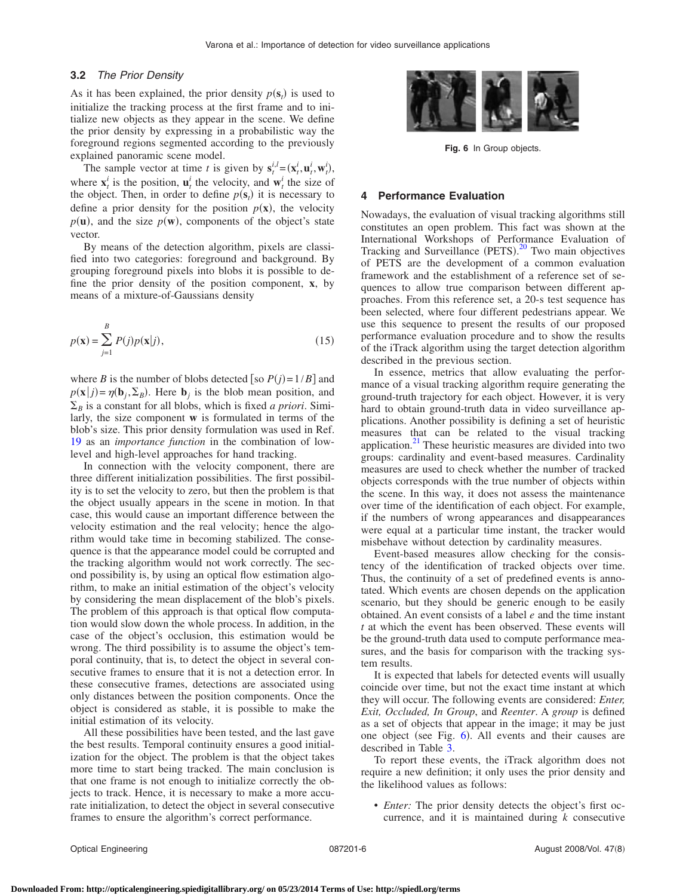### 3.2 *The Prior Density*

As it has been explained, the prior density $p(\mathbf{s}_t)$ is used to initialize the tracking process at the first frame and to initialize new objects as they appear in the scene. We define the prior density by expressing in a probabilistic way the foreground regions segmented according to the previously explained panoramic scene model.

The sample vector at time $t$ is given by $\mathbf{s}_t^{i,l}=(\mathbf{x}_t^i,\mathbf{u}_t^i,\mathbf{w}_t^i)$, where $\mathbf{x}_t^i$ is the position, $\mathbf{u}_t^i$ the velocity, and $\mathbf{w}_t^i$ the size of the object. Then, in order to define $p(\mathbf{s}_t)$ it is necessary to define a prior density for the position $p(\mathbf{x})$, the velocity $p(\mathbf{u})$, and the size $p(\mathbf{w})$, components of the object's state vector.

By means of the detection algorithm, pixels are classified into two categories: foreground and background. By grouping foreground pixels into blobs it is possible to define the prior density of the position component, $\mathbf{x}$, by means of a mixture-of-Gaussians density

$$p(\mathbf{x})=\sum_{j=1}^{B}P(j)p(\mathbf{x}|j), \tag{15}$$

where $B$ is the number of blobs detected [so $P(j)=1/B$] and $p(\mathbf{x}|j)=\eta(\mathbf{b}_j,\Sigma_B)$. Here $\mathbf{b}_j$ is the blob mean position, and $\Sigma_B$ is a constant for all blobs, which is fixed *a priori*. Similarly, the size component $\mathbf{w}$ is formulated in terms of the blob's size. This prior density formulation was used in Ref. 19 as an *importance function* in the combination of low-level and high-level approaches for hand tracking.

In connection with the velocity component, there are three different initialization possibilities. The first possibility is to set the velocity to zero, but then the problem is that the object usually appears in the scene in motion. In that case, this would cause an important difference between the velocity estimation and the real velocity; hence the algorithm would take time in becoming stabilized. The consequence is that the appearance model could be corrupted and the tracking algorithm would not work correctly. The second possibility is, by using an optical flow estimation algorithm, to make an initial estimation of the object's velocity by considering the mean displacement of the blob's pixels. The problem of this approach is that optical flow computation would slow down the whole process. In addition, in the case of the object's occlusion, this estimation would be wrong. The third possibility is to assume the object's temporal continuity, that is, to detect the object in several consecutive frames to ensure that it is not a detection error. In these consecutive frames, detections are associated using only distances between the position components. Once the object is considered as stable, it is possible to make the initial estimation of its velocity.

All these possibilities have been tested, and the last gave the best results. Temporal continuity ensures a good initialization for the object. The problem is that the object takes more time to start being tracked. The main conclusion is that one frame is not enough to initialize correctly the objects to track. Hence, it is necessary to make a more accurate initialization, to detect the object in several consecutive frames to ensure the algorithm's correct performance.

**Fig. 6** In Group objects.

## 4 Performance Evaluation

Nowadays, the evaluation of visual tracking algorithms still constitutes an open problem. This fact was shown at the International Workshops of Performance Evaluation of Tracking and Surveillance (PETS).[20] Two main objectives of PETS are the development of a common evaluation framework and the establishment of a reference set of sequences to allow true comparison between different approaches. From this reference set, a 20-s test sequence has been selected, where four different pedestrians appear. We use this sequence to present the results of our proposed performance evaluation procedure and to show the results of the iTrack algorithm using the target detection algorithm described in the previous section.

In essence, metrics that allow evaluating the performance of a visual tracking algorithm require generating the ground-truth trajectory for each object. However, it is very hard to obtain ground-truth data in video surveillance applications. Another possibility is defining a set of heuristic measures that can be related to the visual tracking application.[21] These heuristic measures are divided into two groups: cardinality and event-based measures. Cardinality measures are used to check whether the number of tracked objects corresponds with the true number of objects within the scene. In this way, it does not assess the maintenance over time of the identification of each object. For example, if the numbers of wrong appearances and disappearances were equal at a particular time instant, the tracker would misbehave without detection by cardinality measures.

Event-based measures allow checking for the consistency of the identification of tracked objects over time. Thus, the continuity of a set of predefined events is annotated. Which events are chosen depends on the application scenario, but they should be generic enough to be easily obtained. An event consists of a label $e$ and the time instant $t$ at which the event has been observed. These events will be the ground-truth data used to compute performance measures, and the basis for comparison with the tracking system results.

It is expected that labels for detected events will usually coincide over time, but not the exact time instant at which they will occur. The following events are considered: *Enter, Exit, Occluded, In Group*, and *Reenter*. A *group* is defined as a set of objects that appear in the image; it may be just one object (see Fig. 6). All events and their causes are described in Table 3.

To report these events, the iTrack algorithm does not require a new definition; it only uses the prior density and the likelihood values as follows:

- *Enter:* The prior density detects the object's first occurrence, and it is maintained during $k$ consecutive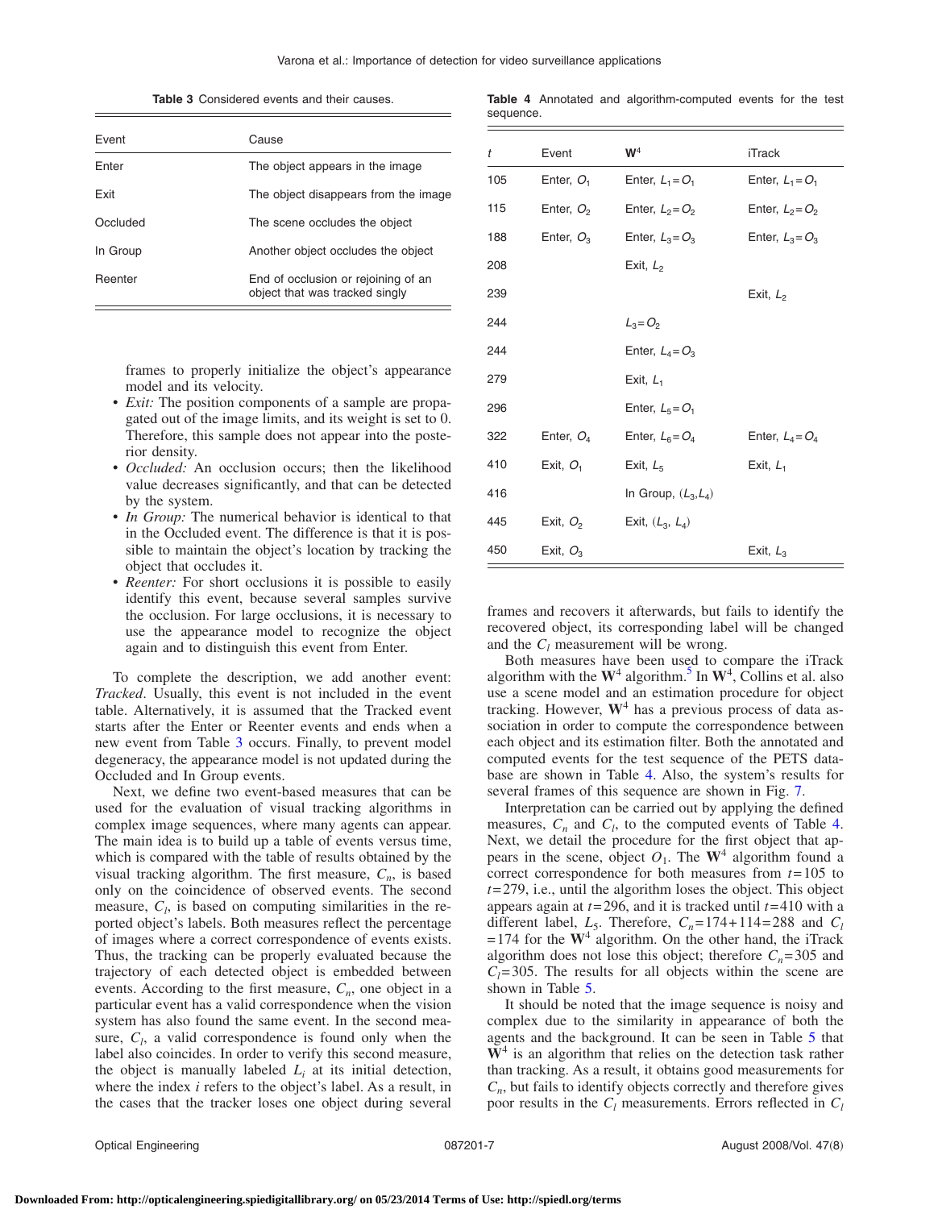**Table 3** Considered events and their causes.

| Event | Cause |
|---|---|
| Enter | The object appears in the image |
| Exit | The object disappears from the image |
| Occluded | The scene occludes the object |
| In Group | Another object occludes the object |
| Reenter | End of occlusion or rejoining of an object that was tracked singly |

frames to properly initialize the object's appearance model and its velocity.

- *Exit:* The position components of a sample are propagated out of the image limits, and its weight is set to 0. Therefore, this sample does not appear into the posterior density.
- *Occluded:* An occlusion occurs; then the likelihood value decreases significantly, and that can be detected by the system.
- *In Group:* The numerical behavior is identical to that in the Occluded event. The difference is that it is possible to maintain the object's location by tracking the object that occludes it.
- *Reenter:* For short occlusions it is possible to easily identify this event, because several samples survive the occlusion. For large occlusions, it is necessary to use the appearance model to recognize the object again and to distinguish this event from Enter.

To complete the description, we add another event: *Tracked*. Usually, this event is not included in the event table. Alternatively, it is assumed that the Tracked event starts after the Enter or Reenter events and ends when a new event from Table 3 occurs. Finally, to prevent model degeneracy, the appearance model is not updated during the Occluded and In Group events.

Next, we define two event-based measures that can be used for the evaluation of visual tracking algorithms in complex image sequences, where many agents can appear. The main idea is to build up a table of events versus time, which is compared with the table of results obtained by the visual tracking algorithm. The first measure, $C_n$, is based only on the coincidence of observed events. The second measure, $C_l$, is based on computing similarities in the reported object's labels. Both measures reflect the percentage of images where a correct correspondence of events exists. Thus, the tracking can be properly evaluated because the trajectory of each detected object is embedded between events. According to the first measure, $C_n$, one object in a particular event has a valid correspondence when the vision system has also found the same event. In the second measure, $C_l$, a valid correspondence is found only when the label also coincides. In order to verify this second measure, the object is manually labeled $L_i$ at its initial detection, where the index $i$ refers to the object's label. As a result, in the cases that the tracker loses one object during several

**Table 4** Annotated and algorithm-computed events for the test sequence.

| $t$ | Event | $\mathbf{W}^4$ | iTrack |
|---|---|---|---|
| 105 | Enter, $O_1$ | Enter, $L_1=O_1$ | Enter, $L_1=O_1$ |
| 115 | Enter, $O_2$ | Enter, $L_2=O_2$ | Enter, $L_2=O_2$ |
| 188 | Enter, $O_3$ | Enter, $L_3=O_3$ | Enter, $L_3=O_3$ |
| 208 | | Exit, $L_2$ | |
| 239 | | | Exit, $L_2$ |
| 244 | | $L_3=O_2$ | |
| 244 | | Enter, $L_4=O_3$ | |
| 279 | | Exit, $L_1$ | |
| 296 | | Enter, $L_5=O_1$ | |
| 322 | Enter, $O_4$ | Enter, $L_6=O_4$ | Enter, $L_4=O_4$ |
| 410 | Exit, $O_1$ | Exit, $L_5$ | Exit, $L_1$ |
| 416 | | In Group, $(L_3,L_4)$ | |
| 445 | Exit, $O_2$ | Exit, $(L_3, L_4)$ | |
| 450 | Exit, $O_3$ | | Exit, $L_3$ |

frames and recovers it afterwards, but fails to identify the recovered object, its corresponding label will be changed and the $C_l$ measurement will be wrong.

Both measures have been used to compare the iTrack algorithm with the $\mathbf{W}^4$ algorithm.[5] In $\mathbf{W}^4$, Collins et al. also use a scene model and an estimation procedure for object tracking. However, $\mathbf{W}^4$ has a previous process of data association in order to compute the correspondence between each object and its estimation filter. Both the annotated and computed events for the test sequence of the PETS database are shown in Table 4. Also, the system's results for several frames of this sequence are shown in Fig. 7.

Interpretation can be carried out by applying the defined measures, $C_n$ and $C_l$, to the computed events of Table 4. Next, we detail the procedure for the first object that appears in the scene, object $O_1$. The $\mathbf{W}^4$ algorithm found a correct correspondence for both measures from $t=105$ to $t=279$, i.e., until the algorithm loses the object. This object appears again at $t=296$, and it is tracked until $t=410$ with a different label, $L_5$. Therefore, $C_n=174+114=288$ and $C_l=174$ for the $\mathbf{W}^4$ algorithm. On the other hand, the iTrack algorithm does not lose this object; therefore $C_n=305$ and $C_l=305$. The results for all objects within the scene are shown in Table 5.

It should be noted that the image sequence is noisy and complex due to the similarity in appearance of both the agents and the background. It can be seen in Table 5 that $\mathbf{W}^4$ is an algorithm that relies on the detection task rather than tracking. As a result, it obtains good measurements for $C_n$, but fails to identify objects correctly and therefore gives poor results in the $C_l$ measurements. Errors reflected in $C_l$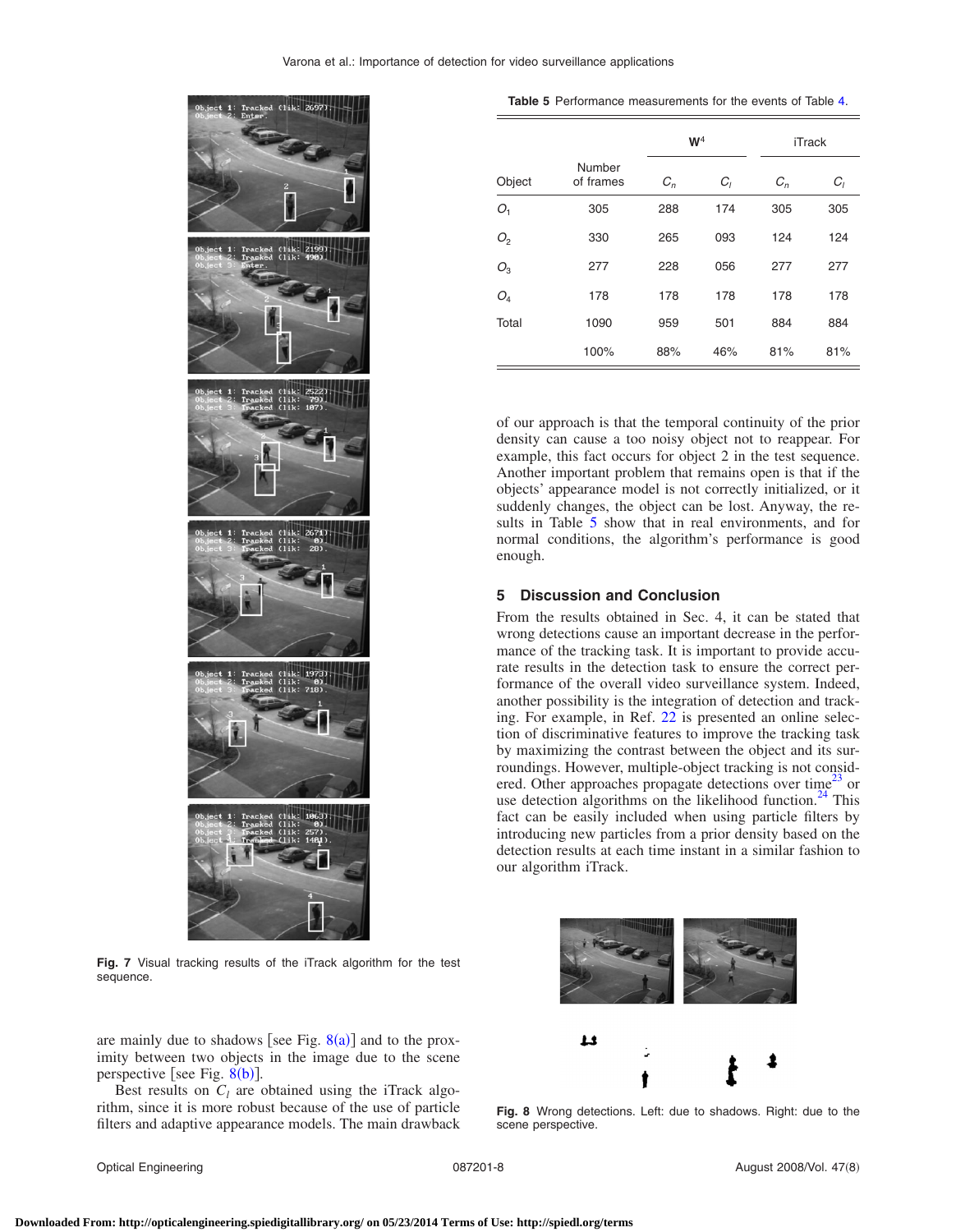**Table 5** Performance measurements for the events of Table 4.

| Object | Number of frames | W[4] | | iTrack | |
|---|---|---|---|---|---|
| | | $C_n$ | $C_l$ | $C_n$ | $C_l$ |
| $O_1$ | 305 | 288 | 174 | 305 | 305 |
| $O_2$ | 330 | 265 | 093 | 124 | 124 |
| $O_3$ | 277 | 228 | 056 | 277 | 277 |
| $O_4$ | 178 | 178 | 178 | 178 | 178 |
| Total | 1090 | 959 | 501 | 884 | 884 |
| | 100% | 88% | 46% | 81% | 81% |

Fig. 7 Visual tracking results of the iTrack algorithm for the test sequence.

are mainly due to shadows [see Fig. 8(a)] and to the proximity between two objects in the image due to the scene perspective [see Fig. 8(b)].

Best results on $C_l$ are obtained using the iTrack algorithm, since it is more robust because of the use of particle filters and adaptive appearance models. The main drawback of our approach is that the temporal continuity of the prior density can cause a too noisy object not to reappear. For example, this fact occurs for object 2 in the test sequence. Another important problem that remains open is that if the objects' appearance model is not correctly initialized, or it suddenly changes, the object can be lost. Anyway, the results in Table 5 show that in real environments, and for normal conditions, the algorithm's performance is good enough.

## 5 Discussion and Conclusion

From the results obtained in Sec. 4, it can be stated that wrong detections cause an important decrease in the performance of the tracking task. It is important to provide accurate results in the detection task to ensure the correct performance of the overall video surveillance system. Indeed, another possibility is the integration of detection and tracking. For example, in Ref. 22 is presented an online selection of discriminative features to improve the tracking task by maximizing the contrast between the object and its surroundings. However, multiple-object tracking is not considered. Other approaches propagate detections over time[23] or use detection algorithms on the likelihood function.[24] This fact can be easily included when using particle filters by introducing new particles from a prior density based on the detection results at each time instant in a similar fashion to our algorithm iTrack.

Fig. 8 Wrong detections. Left: due to shadows. Right: due to the scene perspective.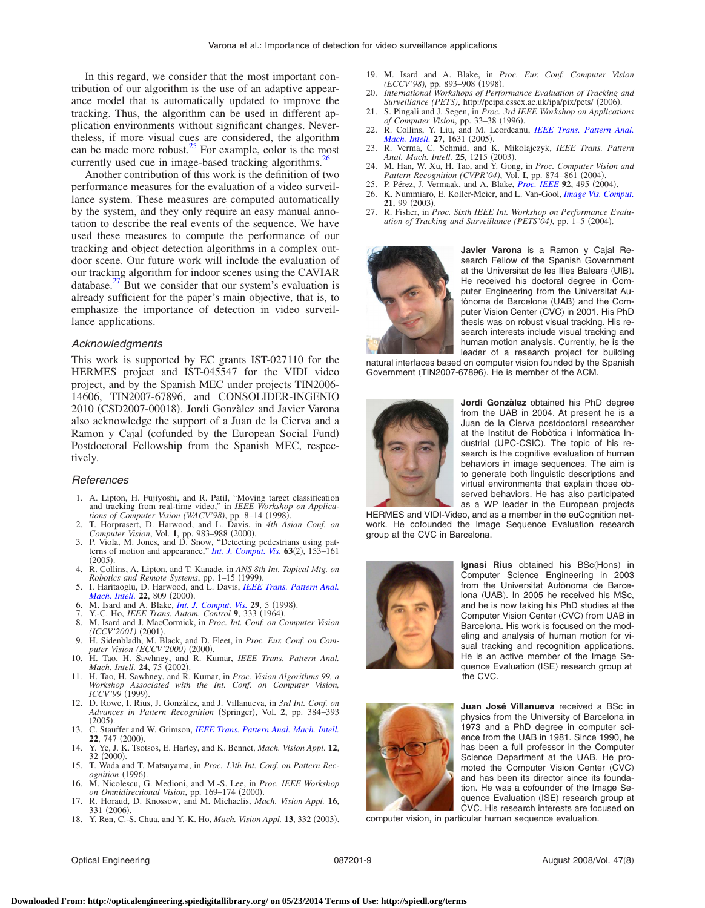In this regard, we consider that the most important contribution of our algorithm is the use of an adaptive appearance model that is automatically updated to improve the tracking. Thus, the algorithm can be used in different application environments without significant changes. Nevertheless, if more visual cues are considered, the algorithm can be made more robust.[25] For example, color is the most currently used cue in image-based tracking algorithms.[26]

Another contribution of this work is the definition of two performance measures for the evaluation of a video surveillance system. These measures are computed automatically by the system, and they only require an easy manual annotation to describe the real events of the sequence. We have used these measures to compute the performance of our tracking and object detection algorithms in a complex outdoor scene. Our future work will include the evaluation of our tracking algorithm for indoor scenes using the CAVIAR database.[27] But we consider that our system's evaluation is already sufficient for the paper's main objective, that is, to emphasize the importance of detection in video surveillance applications.

### Acknowledgments

This work is supported by EC grants IST-027110 for the HERMES project and IST-045547 for the VIDI video project, and by the Spanish MEC under projects TIN2006-14606, TIN2007-67896, and CONSOLIDER-INGENIO 2010 (CSD2007-00018). Jordi Gonzàlez and Javier Varona also acknowledge the support of a Juan de la Cierva and a Ramon y Cajal (cofunded by the European Social Fund) Postdoctoral Fellowship from the Spanish MEC, respectively.

### References

1. A. Lipton, H. Fujiyoshi, and R. Patil, "Moving target classification and tracking from real-time video," in *IEEE Workshop on Applications of Computer Vision (WACV'98)*, pp. 8–14 (1998).
2. T. Horprasert, D. Harwood, and L. Davis, in *4th Asian Conf. on Computer Vision*, Vol. **1**, pp. 983–988 (2000).
3. P. Viola, M. Jones, and D. Snow, "Detecting pedestrians using patterns of motion and appearance," *Int. J. Comput. Vis.* **63**(2), 153–161 (2005).
4. R. Collins, A. Lipton, and T. Kanade, in *ANS 8th Int. Topical Mtg. on Robotics and Remote Systems*, pp. 1–15 (1999).
5. I. Haritaoglu, D. Harwood, and L. Davis, *IEEE Trans. Pattern Anal. Mach. Intell.* **22**, 809 (2000).
6. M. Isard and A. Blake, *Int. J. Comput. Vis.* **29**, 5 (1998).
7. Y.-C. Ho, *IEEE Trans. Autom. Control* **9**, 333 (1964).
8. M. Isard and J. MacCormick, in *Proc. Int. Conf. on Computer Vision (ICCV'2001)* (2001).
9. H. Sidenbladh, M. Black, and D. Fleet, in *Proc. Eur. Conf. on Computer Vision (ECCV'2000)* (2000).
10. H. Tao, H. Sawhney, and R. Kumar, *IEEE Trans. Pattern Anal. Mach. Intell.* **24**, 75 (2002).
11. H. Tao, H. Sawhney, and R. Kumar, in *Proc. Vision Algorithms 99, a Workshop Associated with the Int. Conf. on Computer Vision, ICCV'99* (1999).
12. D. Rowe, I. Rius, J. Gonzàlez, and J. Villanueva, in *3rd Int. Conf. on Advances in Pattern Recognition* (Springer), Vol. **2**, pp. 384–393 (2005).
13. C. Stauffer and W. Grimson, *IEEE Trans. Pattern Anal. Mach. Intell.* **22**, 747 (2000).
14. Y. Ye, J. K. Tsotsos, E. Harley, and K. Bennet, *Mach. Vision Appl.* **12**, 32 (2000).
15. T. Wada and T. Matsuyama, in *Proc. 13th Int. Conf. on Pattern Recognition* (1996).
16. M. Nicolescu, G. Medioni, and M.-S. Lee, in *Proc. IEEE Workshop on Omnidirectional Vision*, pp. 169–174 (2000).
17. R. Horaud, D. Knossow, and M. Michaelis, *Mach. Vision Appl.* **16**, 331 (2006).
18. Y. Ren, C.-S. Chua, and Y.-K. Ho, *Mach. Vision Appl.* **13**, 332 (2003).
19. M. Isard and A. Blake, in *Proc. Eur. Conf. Computer Vision (ECCV'98)*, pp. 893–908 (1998).
20. *International Workshops of Performance Evaluation of Tracking and Surveillance (PETS)*, http://peipa.essex.ac.uk/ipa/pix/pets/ (2006).
21. S. Pingali and J. Segen, in *Proc. 3rd IEEE Workshop on Applications of Computer Vision*, pp. 33–38 (1996).
22. R. Collins, Y. Liu, and M. Leordeanu, *IEEE Trans. Pattern Anal. Mach. Intell.* **27**, 1631 (2005).
23. R. Verma, C. Schmid, and K. Mikolajczyk, *IEEE Trans. Pattern Anal. Mach. Intell.* **25**, 1215 (2003).
24. M. Han, W. Xu, H. Tao, and Y. Gong, in *Proc. Computer Vision and Pattern Recognition (CVPR'04)*, Vol. **I**, pp. 874–861 (2004).
25. P. Pérez, J. Vermaak, and A. Blake, *Proc. IEEE* **92**, 495 (2004).
26. K. Nummiaro, E. Koller-Meier, and L. Van-Gool, *Image Vis. Comput.* **21**, 99 (2003).
27. R. Fisher, in *Proc. Sixth IEEE Int. Workshop on Performance Evaluation of Tracking and Surveillance (PETS'04)*, pp. 1–5 (2004).

**Javier Varona** is a Ramon y Cajal Research Fellow of the Spanish Government at the Universitat de les Illes Balears (UIB). He received his doctoral degree in Computer Engineering from the Universitat Autònoma de Barcelona (UAB) and the Computer Vision Center (CVC) in 2001. His PhD thesis was on robust visual tracking. His research interests include visual tracking and human motion analysis. Currently, he is the leader of a research project for building natural interfaces based on computer vision founded by the Spanish Government (TIN2007-67896). He is member of the ACM.

**Jordi Gonzàlez** obtained his PhD degree from the UAB in 2004. At present he is a Juan de la Cierva postdoctoral researcher at the Institut de Robòtica i Informàtica Industrial (UPC-CSIC). The topic of his research is the cognitive evaluation of human behaviors in image sequences. The aim is to generate both linguistic descriptions and virtual environments that explain those observed behaviors. He has also participated as a WP leader in the European projects HERMES and VIDI-Video, and as a member in the euCognition network. He cofounded the Image Sequence Evaluation research group at the CVC in Barcelona.

**Ignasi Rius** obtained his BSc(Hons) in Computer Science Engineering in 2003 from the Universitat Autònoma de Barcelona (UAB). In 2005 he received his MSc, and he is now taking his PhD studies at the Computer Vision Center (CVC) from UAB in Barcelona. His work is focused on the modeling and analysis of human motion for visual tracking and recognition applications. He is an active member of the Image Sequence Evaluation (ISE) research group at the CVC.

**Juan José Villanueva** received a BSc in physics from the University of Barcelona in 1973 and a PhD degree in computer science from the UAB in 1981. Since 1990, he has been a full professor in the Computer Science Department at the UAB. He promoted the Computer Vision Center (CVC) and has been its director since its foundation. He was a cofounder of the Image Sequence Evaluation (ISE) research group at CVC. His research interests are focused on computer vision, in particular human sequence evaluation.